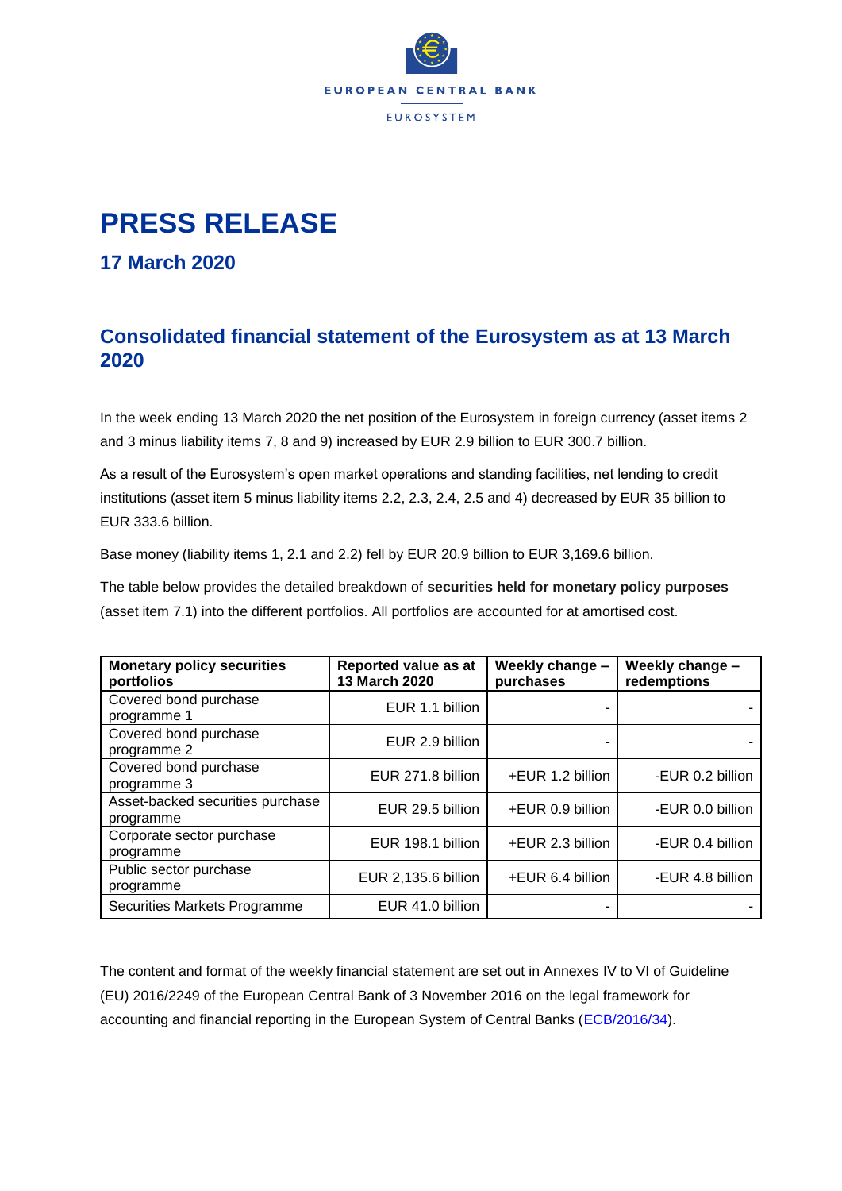EUROPEAN CENTRAL BANK

EUROSYSTEM

# PRESS RELEASE

## 17 March 2020

## Consolidated financial statement of the Eurosystem as at 13 March 2020

In the week ending 13 March 2020 the net position of the Eurosystem in foreign currency (asset items 2 and 3 minus liability items 7, 8 and 9) increased by EUR 2.9 billion to EUR 300.7 billion.

As a result of the Eurosystem's open market operations and standing facilities, net lending to credit institutions (asset item 5 minus liability items 2.2, 2.3, 2.4, 2.5 and 4) decreased by EUR 35 billion to EUR 333.6 billion.

Base money (liability items 1, 2.1 and 2.2) fell by EUR 20.9 billion to EUR 3,169.6 billion.

The table below provides the detailed breakdown of **securities held for monetary policy purposes** (asset item 7.1) into the different portfolios. All portfolios are accounted for at amortised cost.

| Monetary policy securities portfolios | Reported value as at 13 March 2020 | Weekly change – purchases | Weekly change – redemptions |
|---|---|---|---|
| Covered bond purchase programme 1 | EUR 1.1 billion | - | - |
| Covered bond purchase programme 2 | EUR 2.9 billion | - | - |
| Covered bond purchase programme 3 | EUR 271.8 billion | +EUR 1.2 billion | -EUR 0.2 billion |
| Asset-backed securities purchase programme | EUR 29.5 billion | +EUR 0.9 billion | -EUR 0.0 billion |
| Corporate sector purchase programme | EUR 198.1 billion | +EUR 2.3 billion | -EUR 0.4 billion |
| Public sector purchase programme | EUR 2,135.6 billion | +EUR 6.4 billion | -EUR 4.8 billion |
| Securities Markets Programme | EUR 41.0 billion | - | - |

The content and format of the weekly financial statement are set out in Annexes IV to VI of Guideline (EU) 2016/2249 of the European Central Bank of 3 November 2016 on the legal framework for accounting and financial reporting in the European System of Central Banks (ECB/2016/34).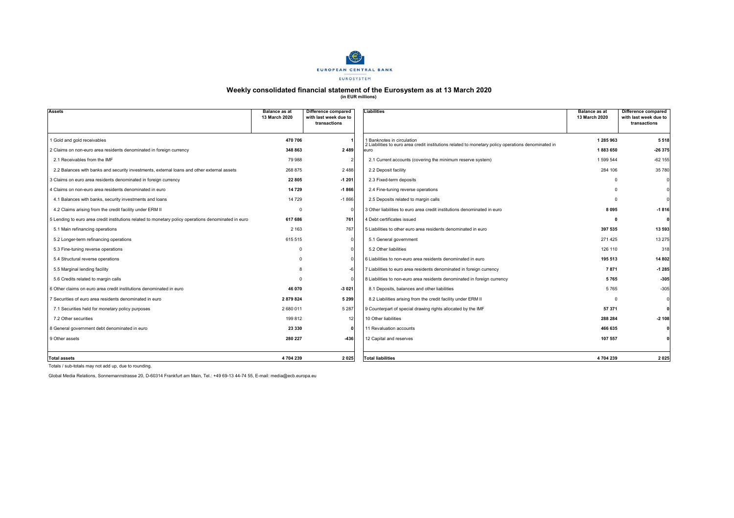EUROPEAN CENTRAL BANK

EUROSYSTEM

# Weekly consolidated financial statement of the Eurosystem as at 13 March 2020

**(in EUR millions)**

| Assets | Balance as at 13 March 2020 | Difference compared with last week due to transactions | Liabilities | Balance as at 13 March 2020 | Difference compared with last week due to transactions |
|---|---|---|---|---|---|
| 1 Gold and gold receivables | **470 706** | **1** | 1 Banknotes in circulation | **1 285 963** | **5 518** |
| 2 Claims on non-euro area residents denominated in foreign currency | **348 863** | **2 489** | 2 Liabilities to euro area credit institutions related to monetary policy operations denominated in euro | **1 883 650** | **-26 375** |
| 2.1 Receivables from the IMF | 79 988 | 2 | 2.1 Current accounts (covering the minimum reserve system) | 1 599 544 | -62 155 |
| 2.2 Balances with banks and security investments, external loans and other external assets | 268 875 | 2 488 | 2.2 Deposit facility | 284 106 | 35 780 |
| 3 Claims on euro area residents denominated in foreign currency | **22 805** | **-1 201** | 2.3 Fixed-term deposits | 0 | 0 |
| 4 Claims on non-euro area residents denominated in euro | **14 729** | **-1 866** | 2.4 Fine-tuning reverse operations | 0 | 0 |
| 4.1 Balances with banks, security investments and loans | 14 729 | -1 866 | 2.5 Deposits related to margin calls | 0 | 0 |
| 4.2 Claims arising from the credit facility under ERM II | 0 | 0 | 3 Other liabilities to euro area credit institutions denominated in euro | **8 095** | **-1 816** |
| 5 Lending to euro area credit institutions related to monetary policy operations denominated in euro | **617 686** | **761** | 4 Debt certificates issued | **0** | **0** |
| 5.1 Main refinancing operations | 2 163 | 767 | 5 Liabilities to other euro area residents denominated in euro | **397 535** | **13 593** |
| 5.2 Longer-term refinancing operations | 615 515 | 0 | 5.1 General government | 271 425 | 13 275 |
| 5.3 Fine-tuning reverse operations | 0 | 0 | 5.2 Other liabilities | 126 110 | 318 |
| 5.4 Structural reverse operations | 0 | 0 | 6 Liabilities to non-euro area residents denominated in euro | **195 513** | **14 802** |
| 5.5 Marginal lending facility | 8 | -6 | 7 Liabilities to euro area residents denominated in foreign currency | **7 871** | **-1 285** |
| 5.6 Credits related to margin calls | 0 | 0 | 8 Liabilities to non-euro area residents denominated in foreign currency | **5 765** | **-305** |
| 6 Other claims on euro area credit institutions denominated in euro | **46 070** | **-3 021** | 8.1 Deposits, balances and other liabilities | 5 765 | -305 |
| 7 Securities of euro area residents denominated in euro | **2 879 824** | **5 299** | 8.2 Liabilities arising from the credit facility under ERM II | 0 | 0 |
| 7.1 Securities held for monetary policy purposes | 2 680 011 | 5 287 | 9 Counterpart of special drawing rights allocated by the IMF | **57 371** | **0** |
| 7.2 Other securities | 199 812 | 12 | 10 Other liabilities | **288 284** | **-2 108** |
| 8 General government debt denominated in euro | **23 330** | **0** | 11 Revaluation accounts | **466 635** | **0** |
| 9 Other assets | **280 227** | **-436** | 12 Capital and reserves | **107 557** | **0** |
| **Total assets** | **4 704 239** | **2 025** | **Total liabilities** | **4 704 239** | **2 025** |

Totals / sub-totals may not add up, due to rounding.

Global Media Relations, Sonnemannstrasse 20, D-60314 Frankfurt am Main, Tel.: +49 69-13 44-74 55, E-mail: media@ecb.europa.eu